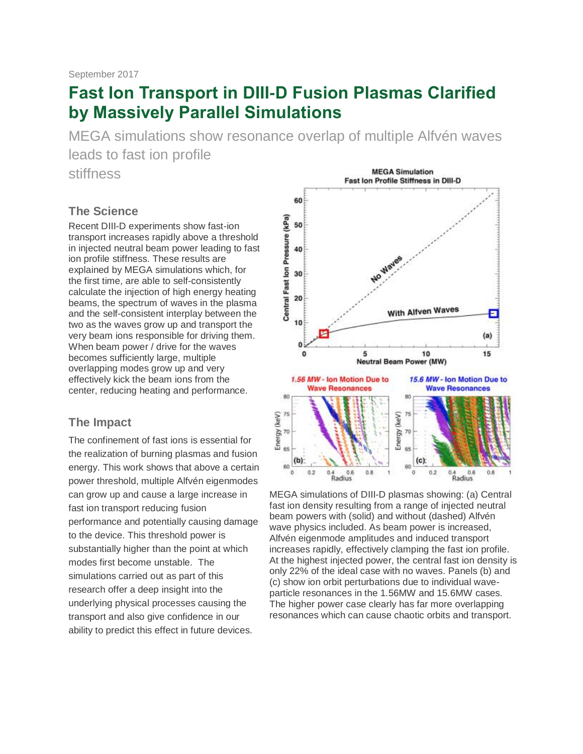September 2017

# Fast Ion Transport in DIII-D Fusion Plasmas Clarified by Massively Parallel Simulations

MEGA simulations show resonance overlap of multiple Alfvén waves leads to fast ion profile stiffness

### The Science

Recent DIII-D experiments show fast-ion transport increases rapidly above a threshold in injected neutral beam power leading to fast ion profile stiffness. These results are explained by MEGA simulations which, for the first time, are able to self-consistently calculate the injection of high energy heating beams, the spectrum of waves in the plasma and the self-consistent interplay between the two as the waves grow up and transport the very beam ions responsible for driving them. When beam power / drive for the waves becomes sufficiently large, multiple overlapping modes grow up and very effectively kick the beam ions from the center, reducing heating and performance.

### The Impact

The confinement of fast ions is essential for the realization of burning plasmas and fusion energy. This work shows that above a certain power threshold, multiple Alfvén eigenmodes can grow up and cause a large increase in fast ion transport reducing fusion performance and potentially causing damage to the device. This threshold power is substantially higher than the point at which modes first become unstable. The simulations carried out as part of this research offer a deep insight into the underlying physical processes causing the transport and also give confidence in our ability to predict this effect in future devices.

MEGA simulations of DIII-D plasmas showing: (a) Central fast ion density resulting from a range of injected neutral beam powers with (solid) and without (dashed) Alfvén wave physics included. As beam power is increased, Alfvén eigenmode amplitudes and induced transport increases rapidly, effectively clamping the fast ion profile. At the highest injected power, the central fast ion density is only 22% of the ideal case with no waves. Panels (b) and (c) show ion orbit perturbations due to individual wave-particle resonances in the 1.56MW and 15.6MW cases. The higher power case clearly has far more overlapping resonances which can cause chaotic orbits and transport.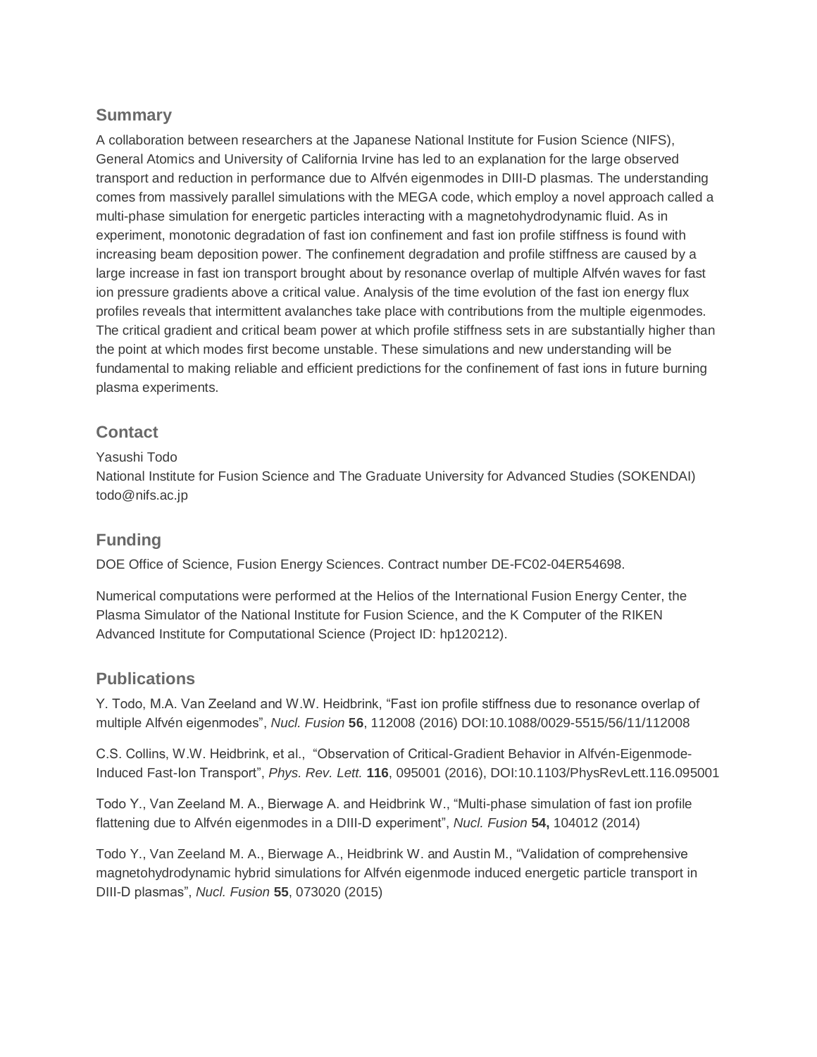## Summary

A collaboration between researchers at the Japanese National Institute for Fusion Science (NIFS), General Atomics and University of California Irvine has led to an explanation for the large observed transport and reduction in performance due to Alfvén eigenmodes in DIII-D plasmas. The understanding comes from massively parallel simulations with the MEGA code, which employ a novel approach called a multi-phase simulation for energetic particles interacting with a magnetohydrodynamic fluid. As in experiment, monotonic degradation of fast ion confinement and fast ion profile stiffness is found with increasing beam deposition power. The confinement degradation and profile stiffness are caused by a large increase in fast ion transport brought about by resonance overlap of multiple Alfvén waves for fast ion pressure gradients above a critical value. Analysis of the time evolution of the fast ion energy flux profiles reveals that intermittent avalanches take place with contributions from the multiple eigenmodes. The critical gradient and critical beam power at which profile stiffness sets in are substantially higher than the point at which modes first become unstable. These simulations and new understanding will be fundamental to making reliable and efficient predictions for the confinement of fast ions in future burning plasma experiments.

## Contact

Yasushi Todo
National Institute for Fusion Science and The Graduate University for Advanced Studies (SOKENDAI)
todo@nifs.ac.jp

## Funding

DOE Office of Science, Fusion Energy Sciences. Contract number DE-FC02-04ER54698.

Numerical computations were performed at the Helios of the International Fusion Energy Center, the Plasma Simulator of the National Institute for Fusion Science, and the K Computer of the RIKEN Advanced Institute for Computational Science (Project ID: hp120212).

## Publications

Y. Todo, M.A. Van Zeeland and W.W. Heidbrink, "Fast ion profile stiffness due to resonance overlap of multiple Alfvén eigenmodes", *Nucl. Fusion* **56**, 112008 (2016) DOI:10.1088/0029-5515/56/11/112008

C.S. Collins, W.W. Heidbrink, et al., "Observation of Critical-Gradient Behavior in Alfvén-Eigenmode-Induced Fast-Ion Transport", *Phys. Rev. Lett.* **116**, 095001 (2016), DOI:10.1103/PhysRevLett.116.095001

Todo Y., Van Zeeland M. A., Bierwage A. and Heidbrink W., "Multi-phase simulation of fast ion profile flattening due to Alfvén eigenmodes in a DIII-D experiment", *Nucl. Fusion* **54,** 104012 (2014)

Todo Y., Van Zeeland M. A., Bierwage A., Heidbrink W. and Austin M., "Validation of comprehensive magnetohydrodynamic hybrid simulations for Alfvén eigenmode induced energetic particle transport in DIII-D plasmas", *Nucl. Fusion* **55**, 073020 (2015)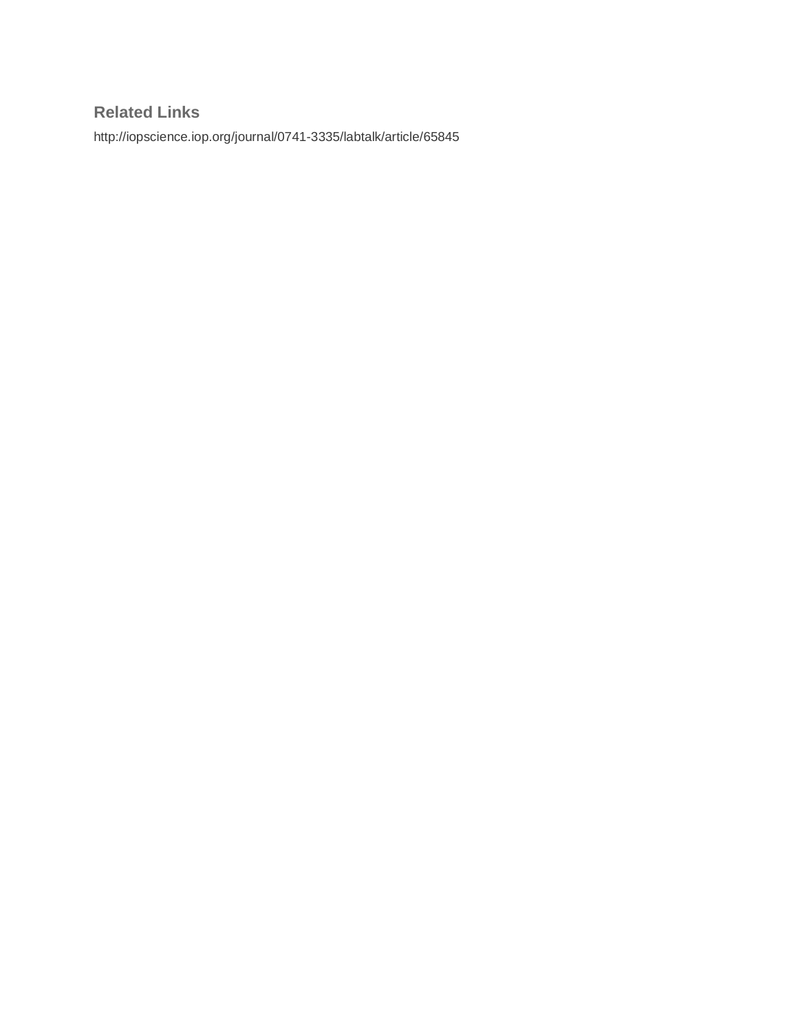## Related Links

http://iopscience.iop.org/journal/0741-3335/labtalk/article/65845